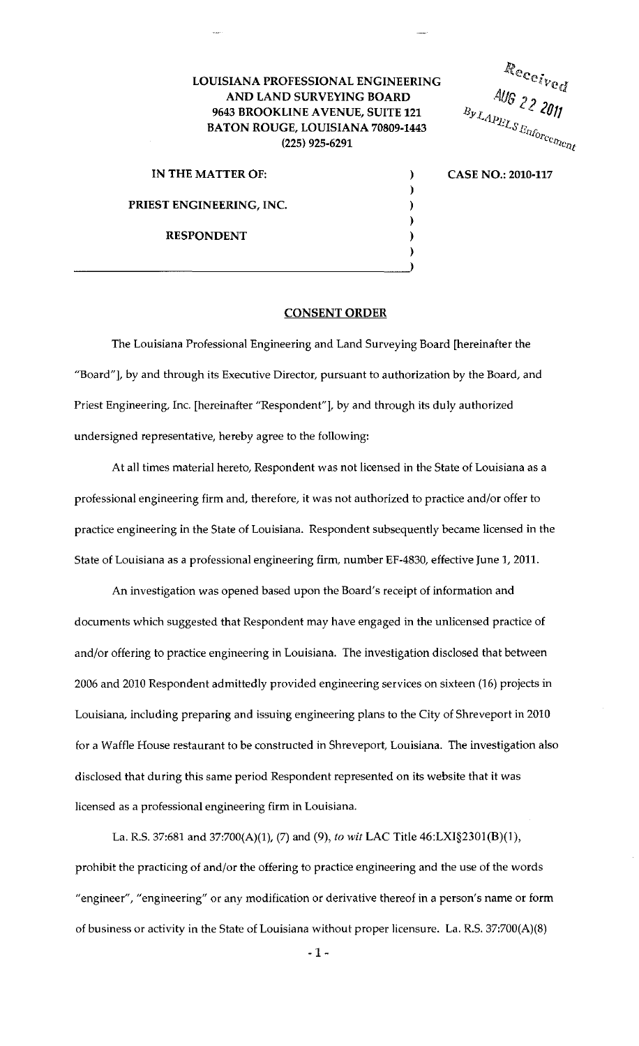**LOUISIANA PROFESSIONAL ENGINEERING AND LAND SURVEYING BOARD**
**9643 BROOKLINE AVENUE, SUITE 121**
**BATON ROUGE, LOUISIANA 70809-1443**
**(225) 925-6291**

Received
AUG 22 2011
By LAPELS Enforcement

| | |
|---|---|
| IN THE MATTER OF: | CASE NO.: 2010-117 |
| PRIEST ENGINEERING, INC. | |
| RESPONDENT | |

## CONSENT ORDER

The Louisiana Professional Engineering and Land Surveying Board [hereinafter the "Board"], by and through its Executive Director, pursuant to authorization by the Board, and Priest Engineering, Inc. [hereinafter "Respondent"], by and through its duly authorized undersigned representative, hereby agree to the following:

At all times material hereto, Respondent was not licensed in the State of Louisiana as a professional engineering firm and, therefore, it was not authorized to practice and/or offer to practice engineering in the State of Louisiana. Respondent subsequently became licensed in the State of Louisiana as a professional engineering firm, number EF-4830, effective June 1, 2011.

An investigation was opened based upon the Board's receipt of information and documents which suggested that Respondent may have engaged in the unlicensed practice of and/or offering to practice engineering in Louisiana. The investigation disclosed that between 2006 and 2010 Respondent admittedly provided engineering services on sixteen (16) projects in Louisiana, including preparing and issuing engineering plans to the City of Shreveport in 2010 for a Waffle House restaurant to be constructed in Shreveport, Louisiana. The investigation also disclosed that during this same period Respondent represented on its website that it was licensed as a professional engineering firm in Louisiana.

La. R.S. 37:681 and 37:700(A)(1), (7) and (9), *to wit* LAC Title 46:LXI§2301(B)(1), prohibit the practicing of and/or the offering to practice engineering and the use of the words "engineer", "engineering" or any modification or derivative thereof in a person's name or form of business or activity in the State of Louisiana without proper licensure. La. R.S. 37:700(A)(8)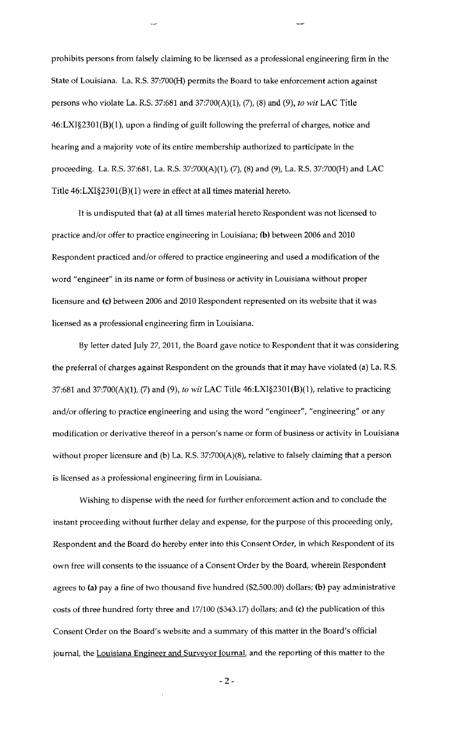prohibits persons from falsely claiming to be licensed as a professional engineering firm in the State of Louisiana. La. R.S. 37:700(H) permits the Board to take enforcement action against persons who violate La. R.S. 37:681 and 37:700(A)(1), (7), (8) and (9), *to wit* LAC Title 46:LXI§2301(B)(1), upon a finding of guilt following the preferral of charges, notice and hearing and a majority vote of its entire membership authorized to participate in the proceeding. La. R.S. 37:681, La. R.S. 37:700(A)(1), (7), (8) and (9), La. R.S. 37:700(H) and LAC Title 46:LXI§2301(B)(1) were in effect at all times material hereto.

It is undisputed that **(a)** at all times material hereto Respondent was not licensed to practice and/or offer to practice engineering in Louisiana; **(b)** between 2006 and 2010 Respondent practiced and/or offered to practice engineering and used a modification of the word "engineer" in its name or form of business or activity in Louisiana without proper licensure and **(c)** between 2006 and 2010 Respondent represented on its website that it was licensed as a professional engineering firm in Louisiana.

By letter dated July 27, 2011, the Board gave notice to Respondent that it was considering the preferral of charges against Respondent on the grounds that it may have violated (a) La. R.S. 37:681 and 37:700(A)(1), (7) and (9), *to wit* LAC Title 46:LXI§2301(B)(1), relative to practicing and/or offering to practice engineering and using the word "engineer", "engineering" or any modification or derivative thereof in a person's name or form of business or activity in Louisiana without proper licensure and (b) La. R.S. 37:700(A)(8), relative to falsely claiming that a person is licensed as a professional engineering firm in Louisiana.

Wishing to dispense with the need for further enforcement action and to conclude the instant proceeding without further delay and expense, for the purpose of this proceeding only, Respondent and the Board do hereby enter into this Consent Order, in which Respondent of its own free will consents to the issuance of a Consent Order by the Board, wherein Respondent agrees to **(a)** pay a fine of two thousand five hundred ($2,500.00) dollars; **(b)** pay administrative costs of three hundred forty three and 17/100 ($343.17) dollars; and **(c)** the publication of this Consent Order on the Board's website and a summary of this matter in the Board's official journal, the Louisiana Engineer and Surveyor Journal, and the reporting of this matter to the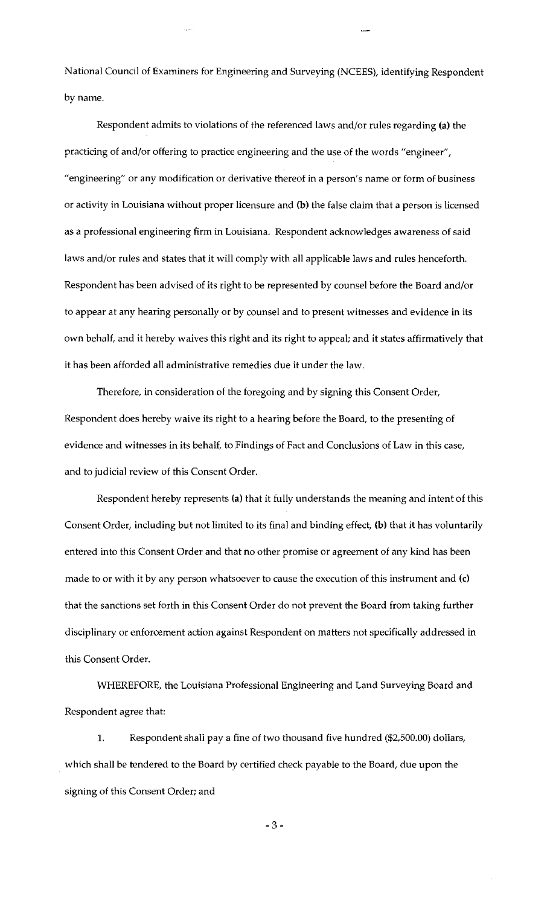National Council of Examiners for Engineering and Surveying (NCEES), identifying Respondent by name.

Respondent admits to violations of the referenced laws and/or rules regarding **(a)** the practicing of and/or offering to practice engineering and the use of the words "engineer", "engineering" or any modification or derivative thereof in a person's name or form of business or activity in Louisiana without proper licensure and **(b)** the false claim that a person is licensed as a professional engineering firm in Louisiana. Respondent acknowledges awareness of said laws and/or rules and states that it will comply with all applicable laws and rules henceforth. Respondent has been advised of its right to be represented by counsel before the Board and/or to appear at any hearing personally or by counsel and to present witnesses and evidence in its own behalf, and it hereby waives this right and its right to appeal; and it states affirmatively that it has been afforded all administrative remedies due it under the law.

Therefore, in consideration of the foregoing and by signing this Consent Order, Respondent does hereby waive its right to a hearing before the Board, to the presenting of evidence and witnesses in its behalf, to Findings of Fact and Conclusions of Law in this case, and to judicial review of this Consent Order.

Respondent hereby represents **(a)** that it fully understands the meaning and intent of this Consent Order, including but not limited to its final and binding effect, **(b)** that it has voluntarily entered into this Consent Order and that no other promise or agreement of any kind has been made to or with it by any person whatsoever to cause the execution of this instrument and **(c)** that the sanctions set forth in this Consent Order do not prevent the Board from taking further disciplinary or enforcement action against Respondent on matters not specifically addressed in this Consent Order.

WHEREFORE, the Louisiana Professional Engineering and Land Surveying Board and Respondent agree that:

1. Respondent shall pay a fine of two thousand five hundred ($2,500.00) dollars, which shall be tendered to the Board by certified check payable to the Board, due upon the signing of this Consent Order; and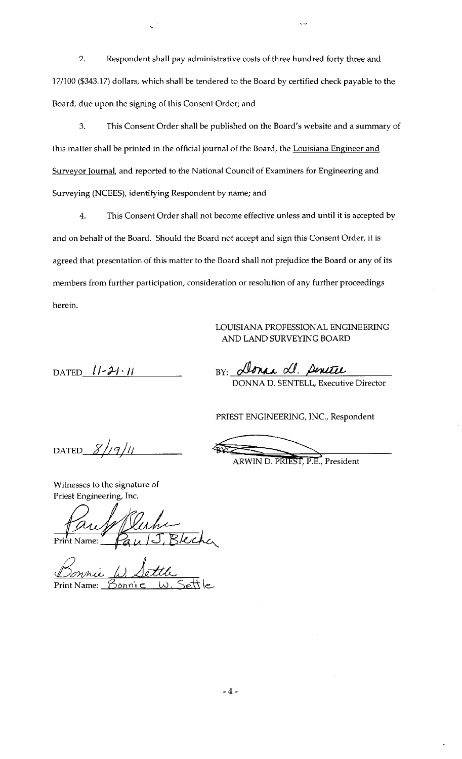2. Respondent shall pay administrative costs of three hundred forty three and 17/100 ($343.17) dollars, which shall be tendered to the Board by certified check payable to the Board, due upon the signing of this Consent Order; and

3. This Consent Order shall be published on the Board's website and a summary of this matter shall be printed in the official journal of the Board, the Louisiana Engineer and Surveyor Journal, and reported to the National Council of Examiners for Engineering and Surveying (NCEES), identifying Respondent by name; and

4. This Consent Order shall not become effective unless and until it is accepted by and on behalf of the Board. Should the Board not accept and sign this Consent Order, it is agreed that presentation of this matter to the Board shall not prejudice the Board or any of its members from further participation, consideration or resolution of any further proceedings herein.

LOUISIANA PROFESSIONAL ENGINEERING AND LAND SURVEYING BOARD

DATED 11-21-11

BY: Donna D. Sentell
DONNA D. SENTELL, Executive Director

PRIEST ENGINEERING, INC., Respondent

DATED 8/19/11

BY: ____________________
ARWIN D. PRIEST, P.E., President

Witnesses to the signature of Priest Engineering, Inc.

____________________
Print Name: Paul J. Blecher

____________________
Print Name: Bonnie W. Settle